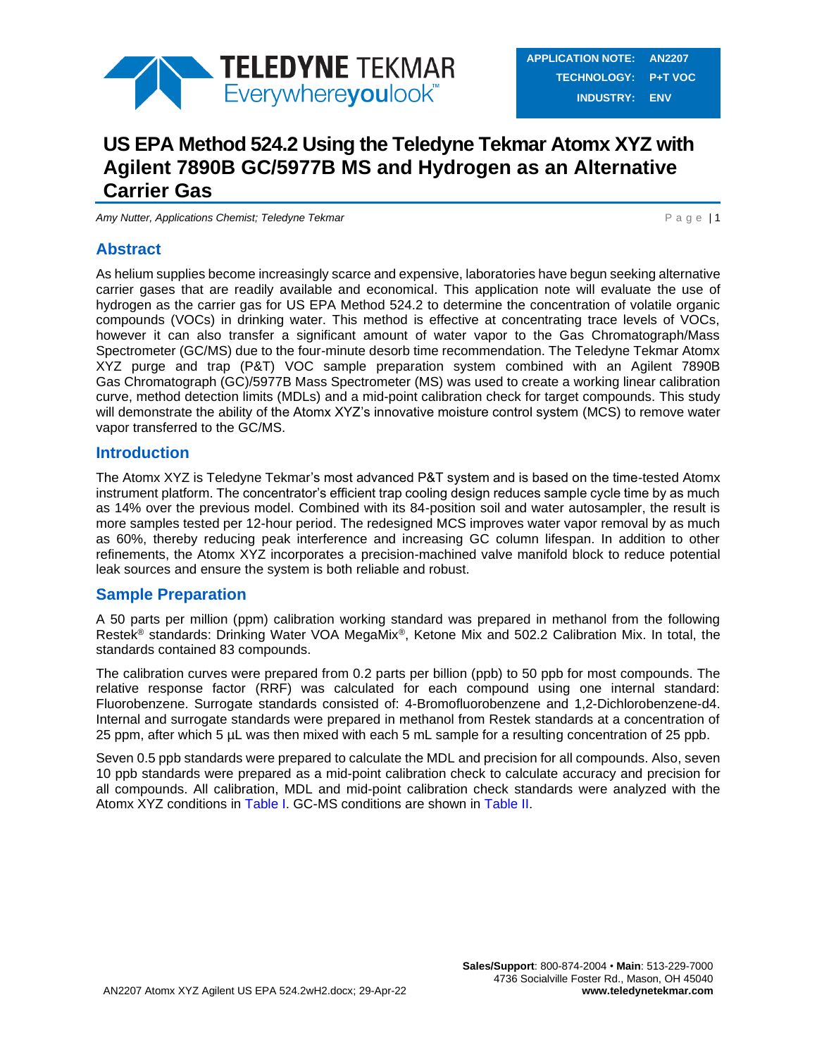| APPLICATION NOTE: | AN2207 |
| --- | --- |
| TECHNOLOGY: | P+T VOC |
| INDUSTRY: | ENV |

# US EPA Method 524.2 Using the Teledyne Tekmar Atomx XYZ with Agilent 7890B GC/5977B MS and Hydrogen as an Alternative Carrier Gas

*Amy Nutter, Applications Chemist; Teledyne Tekmar*

## Abstract

As helium supplies become increasingly scarce and expensive, laboratories have begun seeking alternative carrier gases that are readily available and economical. This application note will evaluate the use of hydrogen as the carrier gas for US EPA Method 524.2 to determine the concentration of volatile organic compounds (VOCs) in drinking water. This method is effective at concentrating trace levels of VOCs, however it can also transfer a significant amount of water vapor to the Gas Chromatograph/Mass Spectrometer (GC/MS) due to the four-minute desorb time recommendation. The Teledyne Tekmar Atomx XYZ purge and trap (P&T) VOC sample preparation system combined with an Agilent 7890B Gas Chromatograph (GC)/5977B Mass Spectrometer (MS) was used to create a working linear calibration curve, method detection limits (MDLs) and a mid-point calibration check for target compounds. This study will demonstrate the ability of the Atomx XYZ's innovative moisture control system (MCS) to remove water vapor transferred to the GC/MS.

## Introduction

The Atomx XYZ is Teledyne Tekmar's most advanced P&T system and is based on the time-tested Atomx instrument platform. The concentrator's efficient trap cooling design reduces sample cycle time by as much as 14% over the previous model. Combined with its 84-position soil and water autosampler, the result is more samples tested per 12-hour period. The redesigned MCS improves water vapor removal by as much as 60%, thereby reducing peak interference and increasing GC column lifespan. In addition to other refinements, the Atomx XYZ incorporates a precision-machined valve manifold block to reduce potential leak sources and ensure the system is both reliable and robust.

## Sample Preparation

A 50 parts per million (ppm) calibration working standard was prepared in methanol from the following Restek® standards: Drinking Water VOA MegaMix®, Ketone Mix and 502.2 Calibration Mix. In total, the standards contained 83 compounds.

The calibration curves were prepared from 0.2 parts per billion (ppb) to 50 ppb for most compounds. The relative response factor (RRF) was calculated for each compound using one internal standard: Fluorobenzene. Surrogate standards consisted of: 4-Bromofluorobenzene and 1,2-Dichlorobenzene-d4. Internal and surrogate standards were prepared in methanol from Restek standards at a concentration of 25 ppm, after which 5 µL was then mixed with each 5 mL sample for a resulting concentration of 25 ppb.

Seven 0.5 ppb standards were prepared to calculate the MDL and precision for all compounds. Also, seven 10 ppb standards were prepared as a mid-point calibration check to calculate accuracy and precision for all compounds. All calibration, MDL and mid-point calibration check standards were analyzed with the Atomx XYZ conditions in Table I. GC-MS conditions are shown in Table II.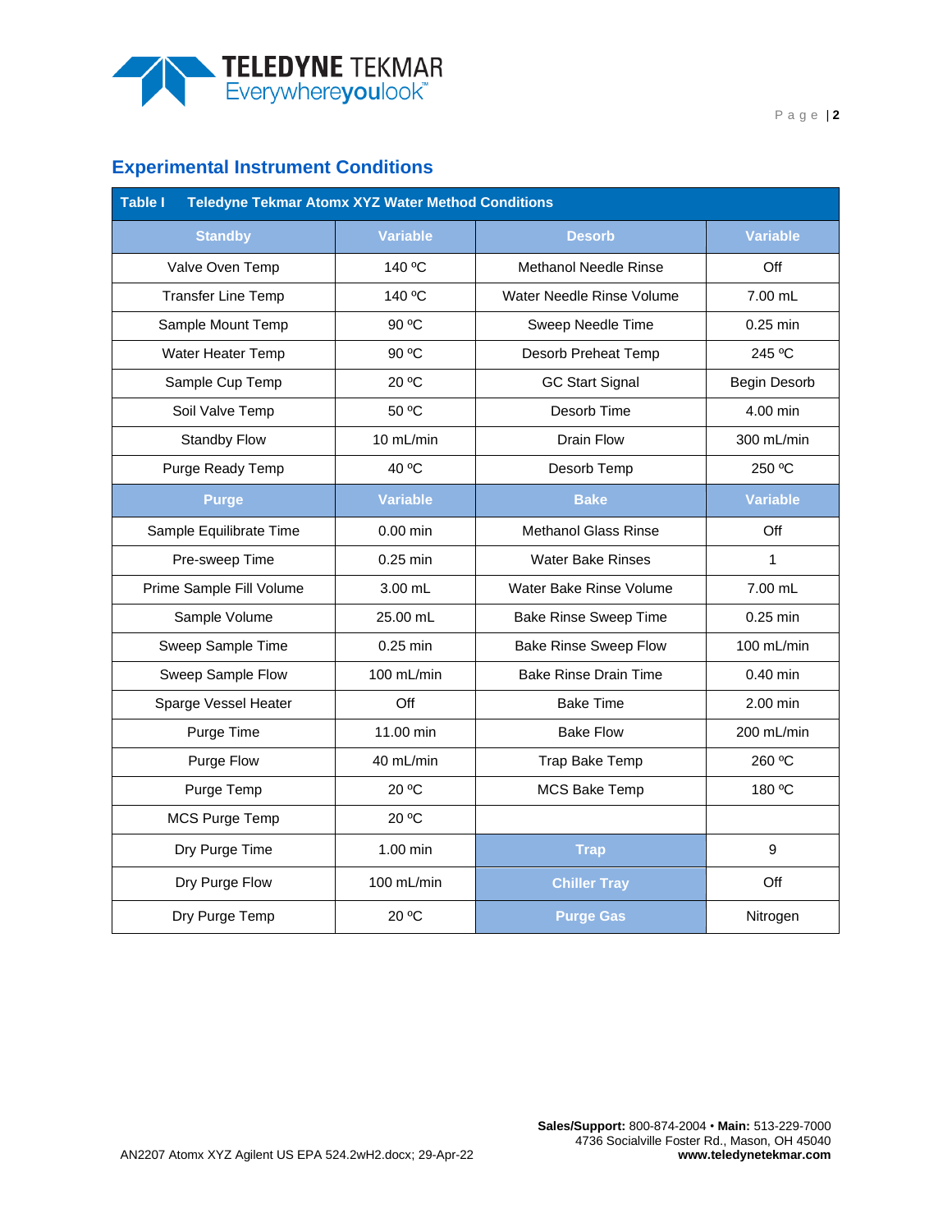## Experimental Instrument Conditions

| Table I | Teledyne Tekmar Atomx XYZ Water Method Conditions | | |
|---|---|---|---|
| **Standby** | **Variable** | **Desorb** | **Variable** |
| Valve Oven Temp | 140 ºC | Methanol Needle Rinse | Off |
| Transfer Line Temp | 140 ºC | Water Needle Rinse Volume | 7.00 mL |
| Sample Mount Temp | 90 ºC | Sweep Needle Time | 0.25 min |
| Water Heater Temp | 90 ºC | Desorb Preheat Temp | 245 ºC |
| Sample Cup Temp | 20 ºC | GC Start Signal | Begin Desorb |
| Soil Valve Temp | 50 ºC | Desorb Time | 4.00 min |
| Standby Flow | 10 mL/min | Drain Flow | 300 mL/min |
| Purge Ready Temp | 40 ºC | Desorb Temp | 250 ºC |
| **Purge** | **Variable** | **Bake** | **Variable** |
| Sample Equilibrate Time | 0.00 min | Methanol Glass Rinse | Off |
| Pre-sweep Time | 0.25 min | Water Bake Rinses | 1 |
| Prime Sample Fill Volume | 3.00 mL | Water Bake Rinse Volume | 7.00 mL |
| Sample Volume | 25.00 mL | Bake Rinse Sweep Time | 0.25 min |
| Sweep Sample Time | 0.25 min | Bake Rinse Sweep Flow | 100 mL/min |
| Sweep Sample Flow | 100 mL/min | Bake Rinse Drain Time | 0.40 min |
| Sparge Vessel Heater | Off | Bake Time | 2.00 min |
| Purge Time | 11.00 min | Bake Flow | 200 mL/min |
| Purge Flow | 40 mL/min | Trap Bake Temp | 260 ºC |
| Purge Temp | 20 ºC | MCS Bake Temp | 180 ºC |
| MCS Purge Temp | 20 ºC | | |
| Dry Purge Time | 1.00 min | **Trap** | 9 |
| Dry Purge Flow | 100 mL/min | **Chiller Tray** | Off |
| Dry Purge Temp | 20 ºC | **Purge Gas** | Nitrogen |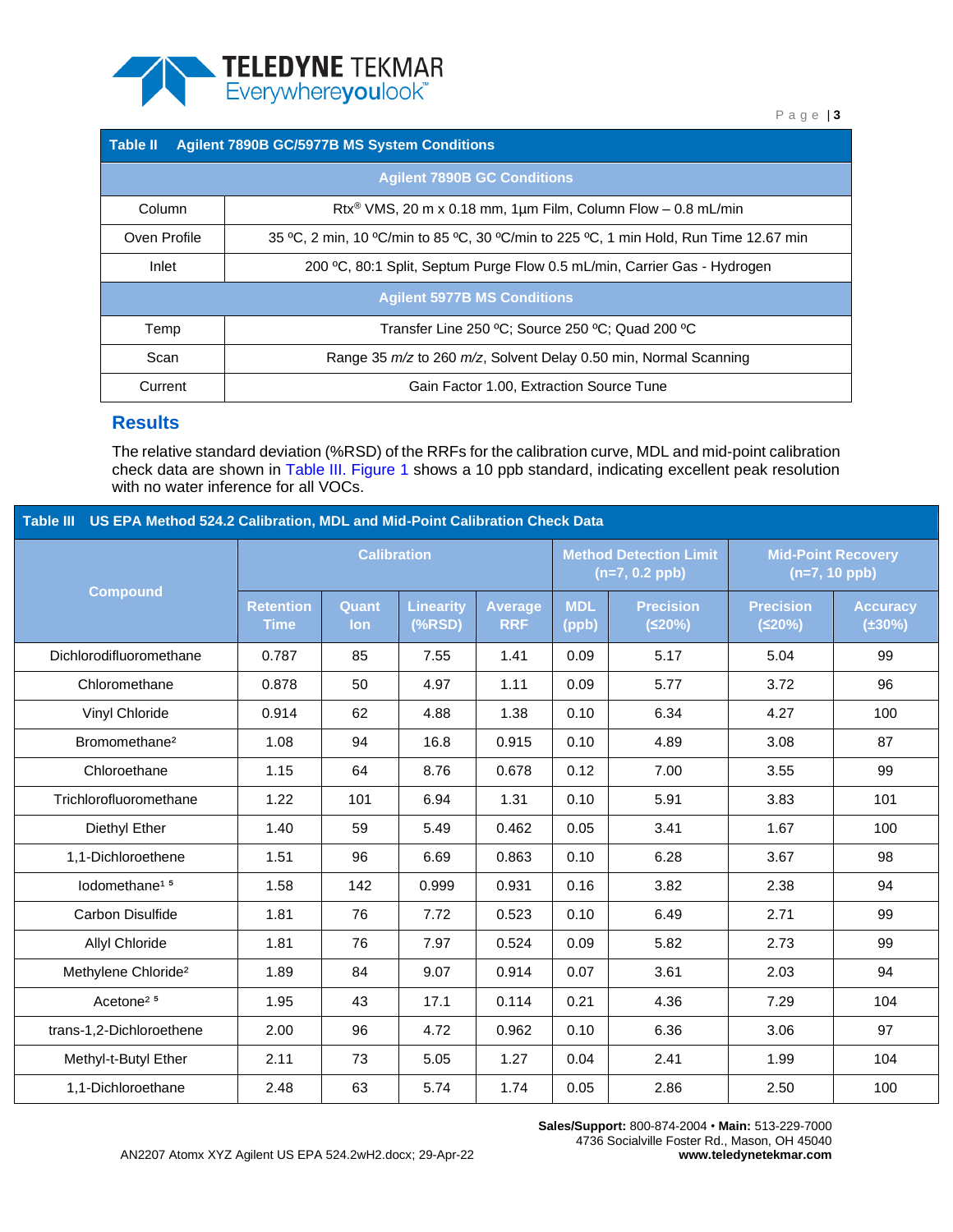| Table II Agilent 7890B GC/5977B MS System Conditions | |
|---|---|
| **Agilent 7890B GC Conditions** | |
| Column | Rtx® VMS, 20 m x 0.18 mm, 1µm Film, Column Flow – 0.8 mL/min |
| Oven Profile | 35 ºC, 2 min, 10 ºC/min to 85 ºC, 30 ºC/min to 225 ºC, 1 min Hold, Run Time 12.67 min |
| Inlet | 200 ºC, 80:1 Split, Septum Purge Flow 0.5 mL/min, Carrier Gas - Hydrogen |
| **Agilent 5977B MS Conditions** | |
| Temp | Transfer Line 250 ºC; Source 250 ºC; Quad 200 ºC |
| Scan | Range 35 *m/z* to 260 *m/z*, Solvent Delay 0.50 min, Normal Scanning |
| Current | Gain Factor 1.00, Extraction Source Tune |

## Results

The relative standard deviation (%RSD) of the RRFs for the calibration curve, MDL and mid-point calibration check data are shown in Table III. Figure 1 shows a 10 ppb standard, indicating excellent peak resolution with no water inference for all VOCs.

**Table III US EPA Method 524.2 Calibration, MDL and Mid-Point Calibration Check Data**

| Compound | Calibration | | | | Method Detection Limit (n=7, 0.2 ppb) | | Mid-Point Recovery (n=7, 10 ppb) | |
|---|---|---|---|---|---|---|---|---|
| | Retention Time | Quant Ion | Linearity (%RSD) | Average RRF | MDL (ppb) | Precision (≤20%) | Precision (≤20%) | Accuracy (±30%) |
| Dichlorodifluoromethane | 0.787 | 85 | 7.55 | 1.41 | 0.09 | 5.17 | 5.04 | 99 |
| Chloromethane | 0.878 | 50 | 4.97 | 1.11 | 0.09 | 5.77 | 3.72 | 96 |
| Vinyl Chloride | 0.914 | 62 | 4.88 | 1.38 | 0.10 | 6.34 | 4.27 | 100 |
| Bromomethane[2] | 1.08 | 94 | 16.8 | 0.915 | 0.10 | 4.89 | 3.08 | 87 |
| Chloroethane | 1.15 | 64 | 8.76 | 0.678 | 0.12 | 7.00 | 3.55 | 99 |
| Trichlorofluoromethane | 1.22 | 101 | 6.94 | 1.31 | 0.10 | 5.91 | 3.83 | 101 |
| Diethyl Ether | 1.40 | 59 | 5.49 | 0.462 | 0.05 | 3.41 | 1.67 | 100 |
| 1,1-Dichloroethene | 1.51 | 96 | 6.69 | 0.863 | 0.10 | 6.28 | 3.67 | 98 |
| Iodomethane[1 5] | 1.58 | 142 | 0.999 | 0.931 | 0.16 | 3.82 | 2.38 | 94 |
| Carbon Disulfide | 1.81 | 76 | 7.72 | 0.523 | 0.10 | 6.49 | 2.71 | 99 |
| Allyl Chloride | 1.81 | 76 | 7.97 | 0.524 | 0.09 | 5.82 | 2.73 | 99 |
| Methylene Chloride[2] | 1.89 | 84 | 9.07 | 0.914 | 0.07 | 3.61 | 2.03 | 94 |
| Acetone[2 5] | 1.95 | 43 | 17.1 | 0.114 | 0.21 | 4.36 | 7.29 | 104 |
| trans-1,2-Dichloroethene | 2.00 | 96 | 4.72 | 0.962 | 0.10 | 6.36 | 3.06 | 97 |
| Methyl-t-Butyl Ether | 2.11 | 73 | 5.05 | 1.27 | 0.04 | 2.41 | 1.99 | 104 |
| 1,1-Dichloroethane | 2.48 | 63 | 5.74 | 1.74 | 0.05 | 2.86 | 2.50 | 100 |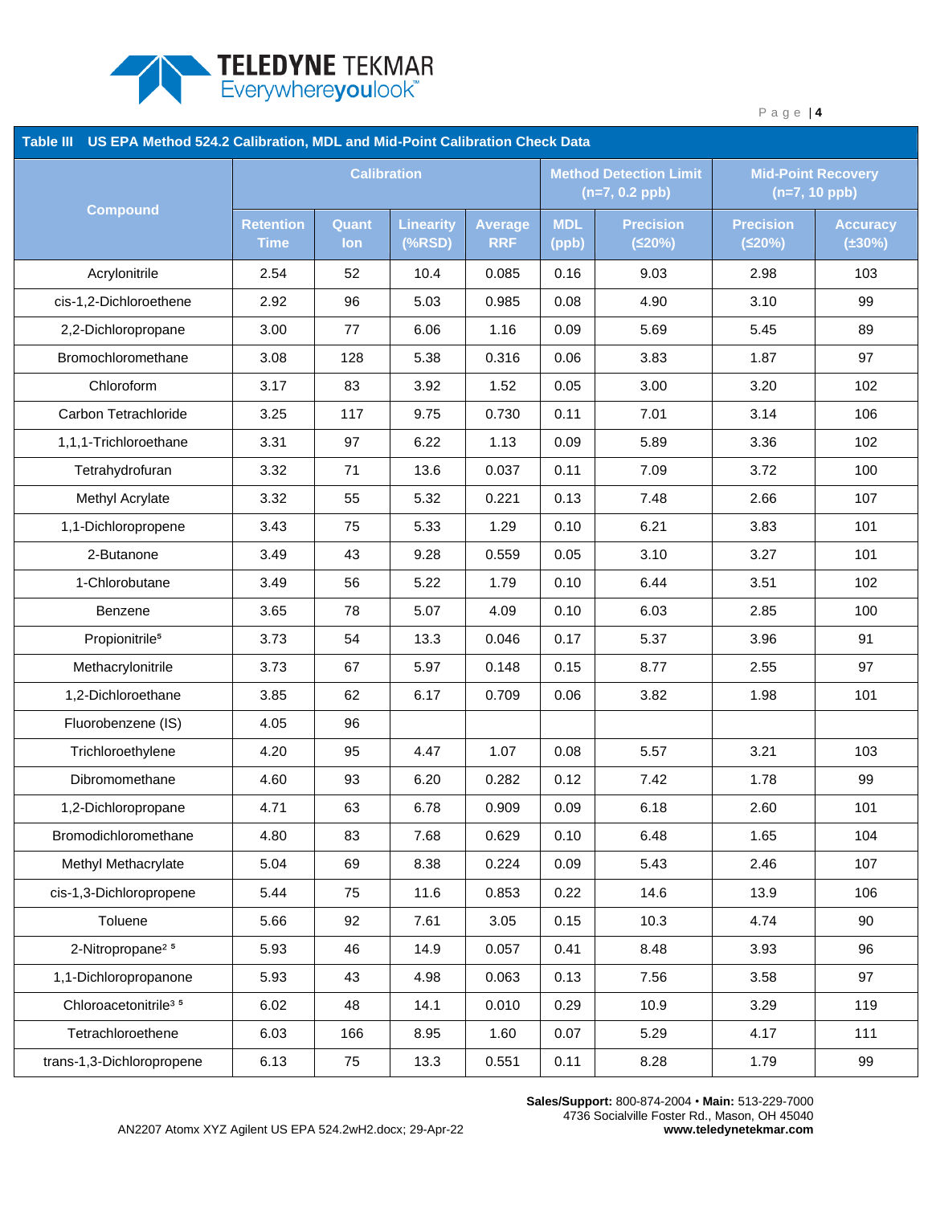**Table III US EPA Method 524.2 Calibration, MDL and Mid-Point Calibration Check Data**

| Compound | Calibration | | | | Method Detection Limit (n=7, 0.2 ppb) | | Mid-Point Recovery (n=7, 10 ppb) | |
|---|---|---|---|---|---|---|---|---|
| | Retention Time | Quant Ion | Linearity (%RSD) | Average RRF | MDL (ppb) | Precision (≤20%) | Precision (≤20%) | Accuracy (±30%) |
| Acrylonitrile | 2.54 | 52 | 10.4 | 0.085 | 0.16 | 9.03 | 2.98 | 103 |
| cis-1,2-Dichloroethene | 2.92 | 96 | 5.03 | 0.985 | 0.08 | 4.90 | 3.10 | 99 |
| 2,2-Dichloropropane | 3.00 | 77 | 6.06 | 1.16 | 0.09 | 5.69 | 5.45 | 89 |
| Bromochloromethane | 3.08 | 128 | 5.38 | 0.316 | 0.06 | 3.83 | 1.87 | 97 |
| Chloroform | 3.17 | 83 | 3.92 | 1.52 | 0.05 | 3.00 | 3.20 | 102 |
| Carbon Tetrachloride | 3.25 | 117 | 9.75 | 0.730 | 0.11 | 7.01 | 3.14 | 106 |
| 1,1,1-Trichloroethane | 3.31 | 97 | 6.22 | 1.13 | 0.09 | 5.89 | 3.36 | 102 |
| Tetrahydrofuran | 3.32 | 71 | 13.6 | 0.037 | 0.11 | 7.09 | 3.72 | 100 |
| Methyl Acrylate | 3.32 | 55 | 5.32 | 0.221 | 0.13 | 7.48 | 2.66 | 107 |
| 1,1-Dichloropropene | 3.43 | 75 | 5.33 | 1.29 | 0.10 | 6.21 | 3.83 | 101 |
| 2-Butanone | 3.49 | 43 | 9.28 | 0.559 | 0.05 | 3.10 | 3.27 | 101 |
| 1-Chlorobutane | 3.49 | 56 | 5.22 | 1.79 | 0.10 | 6.44 | 3.51 | 102 |
| Benzene | 3.65 | 78 | 5.07 | 4.09 | 0.10 | 6.03 | 2.85 | 100 |
| Propionitrile[5] | 3.73 | 54 | 13.3 | 0.046 | 0.17 | 5.37 | 3.96 | 91 |
| Methacrylonitrile | 3.73 | 67 | 5.97 | 0.148 | 0.15 | 8.77 | 2.55 | 97 |
| 1,2-Dichloroethane | 3.85 | 62 | 6.17 | 0.709 | 0.06 | 3.82 | 1.98 | 101 |
| Fluorobenzene (IS) | 4.05 | 96 | | | | | | |
| Trichloroethylene | 4.20 | 95 | 4.47 | 1.07 | 0.08 | 5.57 | 3.21 | 103 |
| Dibromomethane | 4.60 | 93 | 6.20 | 0.282 | 0.12 | 7.42 | 1.78 | 99 |
| 1,2-Dichloropropane | 4.71 | 63 | 6.78 | 0.909 | 0.09 | 6.18 | 2.60 | 101 |
| Bromodichloromethane | 4.80 | 83 | 7.68 | 0.629 | 0.10 | 6.48 | 1.65 | 104 |
| Methyl Methacrylate | 5.04 | 69 | 8.38 | 0.224 | 0.09 | 5.43 | 2.46 | 107 |
| cis-1,3-Dichloropropene | 5.44 | 75 | 11.6 | 0.853 | 0.22 | 14.6 | 13.9 | 106 |
| Toluene | 5.66 | 92 | 7.61 | 3.05 | 0.15 | 10.3 | 4.74 | 90 |
| 2-Nitropropane[2,5] | 5.93 | 46 | 14.9 | 0.057 | 0.41 | 8.48 | 3.93 | 96 |
| 1,1-Dichloropropanone | 5.93 | 43 | 4.98 | 0.063 | 0.13 | 7.56 | 3.58 | 97 |
| Chloroacetonitrile[3,5] | 6.02 | 48 | 14.1 | 0.010 | 0.29 | 10.9 | 3.29 | 119 |
| Tetrachloroethene | 6.03 | 166 | 8.95 | 1.60 | 0.07 | 5.29 | 4.17 | 111 |
| trans-1,3-Dichloropropene | 6.13 | 75 | 13.3 | 0.551 | 0.11 | 8.28 | 1.79 | 99 |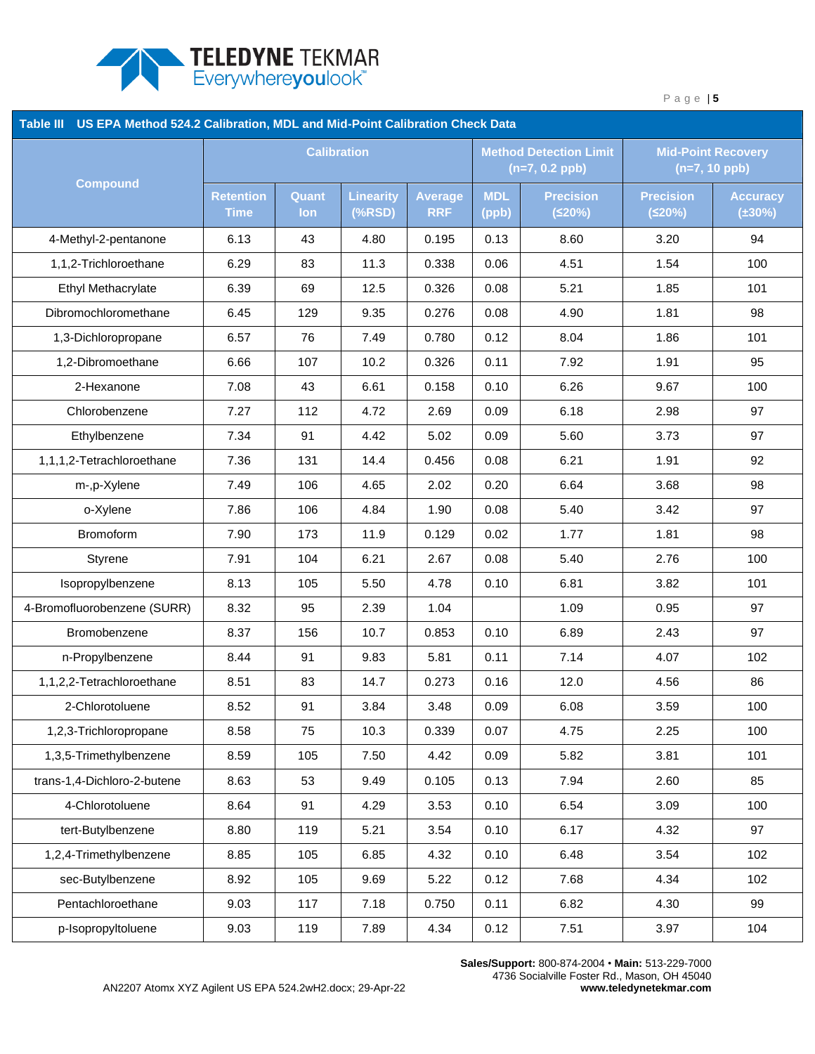**Table III US EPA Method 524.2 Calibration, MDL and Mid-Point Calibration Check Data**

| Compound | Calibration | | | | Method Detection Limit (n=7, 0.2 ppb) | | Mid-Point Recovery (n=7, 10 ppb) | |
|---|---|---|---|---|---|---|---|---|
| | Retention Time | Quant Ion | Linearity (%RSD) | Average RRF | MDL (ppb) | Precision (≤20%) | Precision (≤20%) | Accuracy (±30%) |
| 4-Methyl-2-pentanone | 6.13 | 43 | 4.80 | 0.195 | 0.13 | 8.60 | 3.20 | 94 |
| 1,1,2-Trichloroethane | 6.29 | 83 | 11.3 | 0.338 | 0.06 | 4.51 | 1.54 | 100 |
| Ethyl Methacrylate | 6.39 | 69 | 12.5 | 0.326 | 0.08 | 5.21 | 1.85 | 101 |
| Dibromochloromethane | 6.45 | 129 | 9.35 | 0.276 | 0.08 | 4.90 | 1.81 | 98 |
| 1,3-Dichloropropane | 6.57 | 76 | 7.49 | 0.780 | 0.12 | 8.04 | 1.86 | 101 |
| 1,2-Dibromoethane | 6.66 | 107 | 10.2 | 0.326 | 0.11 | 7.92 | 1.91 | 95 |
| 2-Hexanone | 7.08 | 43 | 6.61 | 0.158 | 0.10 | 6.26 | 9.67 | 100 |
| Chlorobenzene | 7.27 | 112 | 4.72 | 2.69 | 0.09 | 6.18 | 2.98 | 97 |
| Ethylbenzene | 7.34 | 91 | 4.42 | 5.02 | 0.09 | 5.60 | 3.73 | 97 |
| 1,1,1,2-Tetrachloroethane | 7.36 | 131 | 14.4 | 0.456 | 0.08 | 6.21 | 1.91 | 92 |
| m-,p-Xylene | 7.49 | 106 | 4.65 | 2.02 | 0.20 | 6.64 | 3.68 | 98 |
| o-Xylene | 7.86 | 106 | 4.84 | 1.90 | 0.08 | 5.40 | 3.42 | 97 |
| Bromoform | 7.90 | 173 | 11.9 | 0.129 | 0.02 | 1.77 | 1.81 | 98 |
| Styrene | 7.91 | 104 | 6.21 | 2.67 | 0.08 | 5.40 | 2.76 | 100 |
| Isopropylbenzene | 8.13 | 105 | 5.50 | 4.78 | 0.10 | 6.81 | 3.82 | 101 |
| 4-Bromofluorobenzene (SURR) | 8.32 | 95 | 2.39 | 1.04 | | 1.09 | 0.95 | 97 |
| Bromobenzene | 8.37 | 156 | 10.7 | 0.853 | 0.10 | 6.89 | 2.43 | 97 |
| n-Propylbenzene | 8.44 | 91 | 9.83 | 5.81 | 0.11 | 7.14 | 4.07 | 102 |
| 1,1,2,2-Tetrachloroethane | 8.51 | 83 | 14.7 | 0.273 | 0.16 | 12.0 | 4.56 | 86 |
| 2-Chlorotoluene | 8.52 | 91 | 3.84 | 3.48 | 0.09 | 6.08 | 3.59 | 100 |
| 1,2,3-Trichloropropane | 8.58 | 75 | 10.3 | 0.339 | 0.07 | 4.75 | 2.25 | 100 |
| 1,3,5-Trimethylbenzene | 8.59 | 105 | 7.50 | 4.42 | 0.09 | 5.82 | 3.81 | 101 |
| trans-1,4-Dichloro-2-butene | 8.63 | 53 | 9.49 | 0.105 | 0.13 | 7.94 | 2.60 | 85 |
| 4-Chlorotoluene | 8.64 | 91 | 4.29 | 3.53 | 0.10 | 6.54 | 3.09 | 100 |
| tert-Butylbenzene | 8.80 | 119 | 5.21 | 3.54 | 0.10 | 6.17 | 4.32 | 97 |
| 1,2,4-Trimethylbenzene | 8.85 | 105 | 6.85 | 4.32 | 0.10 | 6.48 | 3.54 | 102 |
| sec-Butylbenzene | 8.92 | 105 | 9.69 | 5.22 | 0.12 | 7.68 | 4.34 | 102 |
| Pentachloroethane | 9.03 | 117 | 7.18 | 0.750 | 0.11 | 6.82 | 4.30 | 99 |
| p-Isopropyltoluene | 9.03 | 119 | 7.89 | 4.34 | 0.12 | 7.51 | 3.97 | 104 |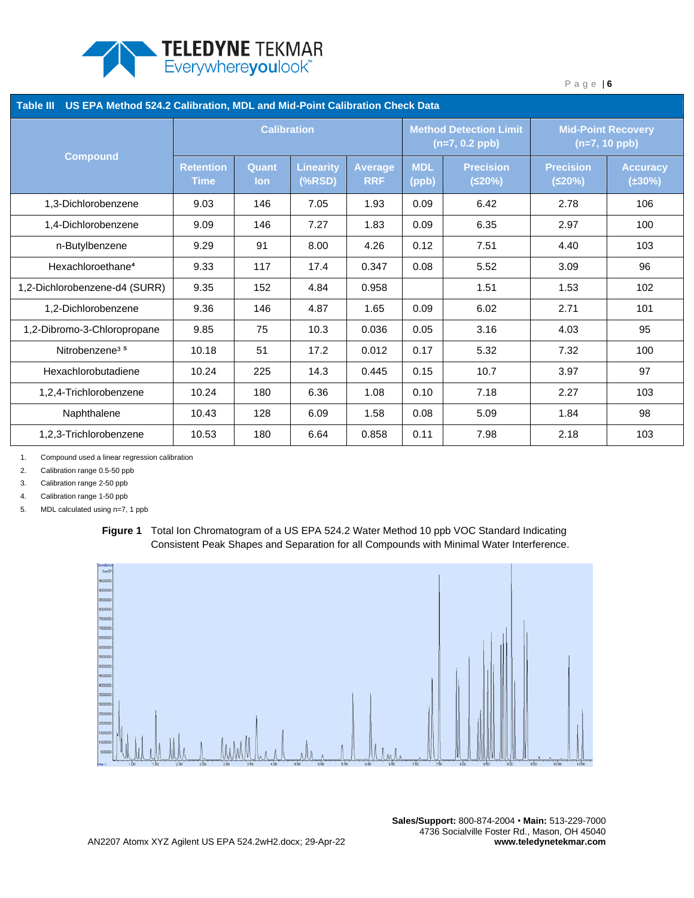**Table III US EPA Method 524.2 Calibration, MDL and Mid-Point Calibration Check Data**

| Compound | Calibration | | | | Method Detection Limit (n=7, 0.2 ppb) | | Mid-Point Recovery (n=7, 10 ppb) | |
|---|---|---|---|---|---|---|---|---|
| | Retention Time | Quant Ion | Linearity (%RSD) | Average RRF | MDL (ppb) | Precision (≤20%) | Precision (≤20%) | Accuracy (±30%) |
| 1,3-Dichlorobenzene | 9.03 | 146 | 7.05 | 1.93 | 0.09 | 6.42 | 2.78 | 106 |
| 1,4-Dichlorobenzene | 9.09 | 146 | 7.27 | 1.83 | 0.09 | 6.35 | 2.97 | 100 |
| n-Butylbenzene | 9.29 | 91 | 8.00 | 4.26 | 0.12 | 7.51 | 4.40 | 103 |
| Hexachloroethane[4] | 9.33 | 117 | 17.4 | 0.347 | 0.08 | 5.52 | 3.09 | 96 |
| 1,2-Dichlorobenzene-d4 (SURR) | 9.35 | 152 | 4.84 | 0.958 | | 1.51 | 1.53 | 102 |
| 1,2-Dichlorobenzene | 9.36 | 146 | 4.87 | 1.65 | 0.09 | 6.02 | 2.71 | 101 |
| 1,2-Dibromo-3-Chloropropane | 9.85 | 75 | 10.3 | 0.036 | 0.05 | 3.16 | 4.03 | 95 |
| Nitrobenzene[3, 5] | 10.18 | 51 | 17.2 | 0.012 | 0.17 | 5.32 | 7.32 | 100 |
| Hexachlorobutadiene | 10.24 | 225 | 14.3 | 0.445 | 0.15 | 10.7 | 3.97 | 97 |
| 1,2,4-Trichlorobenzene | 10.24 | 180 | 6.36 | 1.08 | 0.10 | 7.18 | 2.27 | 103 |
| Naphthalene | 10.43 | 128 | 6.09 | 1.58 | 0.08 | 5.09 | 1.84 | 98 |
| 1,2,3-Trichlorobenzene | 10.53 | 180 | 6.64 | 0.858 | 0.11 | 7.98 | 2.18 | 103 |

1. Compound used a linear regression calibration
2. Calibration range 0.5-50 ppb
3. Calibration range 2-50 ppb
4. Calibration range 1-50 ppb
5. MDL calculated using n=7, 1 ppb

**Figure 1** Total Ion Chromatogram of a US EPA 524.2 Water Method 10 ppb VOC Standard Indicating Consistent Peak Shapes and Separation for all Compounds with Minimal Water Interference.

**Sales/Support:** 800-874-2004 • **Main:** 513-229-7000
4736 Socialville Foster Rd., Mason, OH 45040
**www.teledynetekmar.com**

AN2207 Atomx XYZ Agilent US EPA 524.2wH2.docx; 29-Apr-22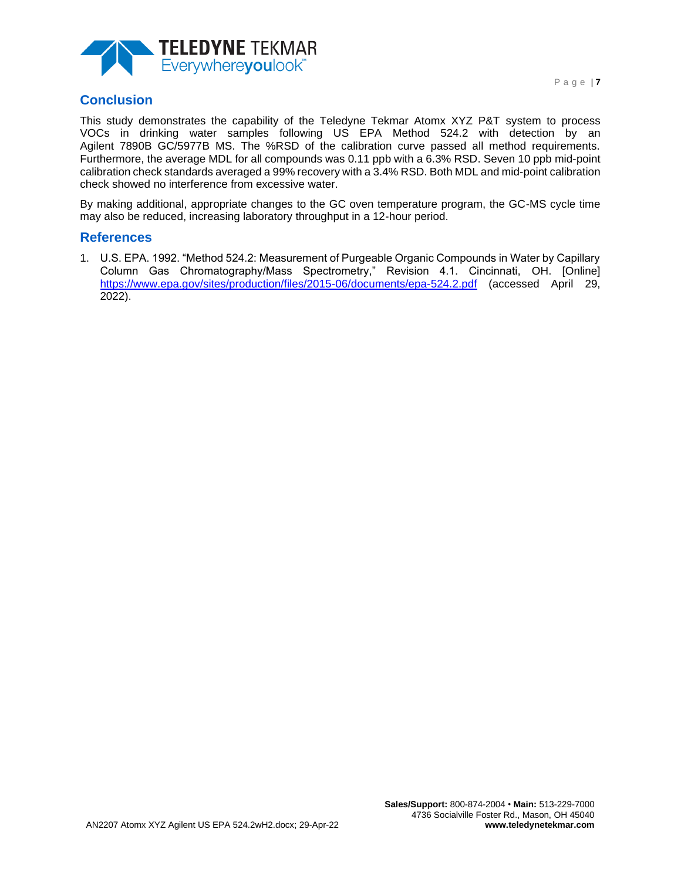## Conclusion

This study demonstrates the capability of the Teledyne Tekmar Atomx XYZ P&T system to process VOCs in drinking water samples following US EPA Method 524.2 with detection by an Agilent 7890B GC/5977B MS. The %RSD of the calibration curve passed all method requirements. Furthermore, the average MDL for all compounds was 0.11 ppb with a 6.3% RSD. Seven 10 ppb mid-point calibration check standards averaged a 99% recovery with a 3.4% RSD. Both MDL and mid-point calibration check showed no interference from excessive water.

By making additional, appropriate changes to the GC oven temperature program, the GC-MS cycle time may also be reduced, increasing laboratory throughput in a 12-hour period.

## References

1. U.S. EPA. 1992. "Method 524.2: Measurement of Purgeable Organic Compounds in Water by Capillary Column Gas Chromatography/Mass Spectrometry," Revision 4.1. Cincinnati, OH. [Online] https://www.epa.gov/sites/production/files/2015-06/documents/epa-524.2.pdf (accessed April 29, 2022).